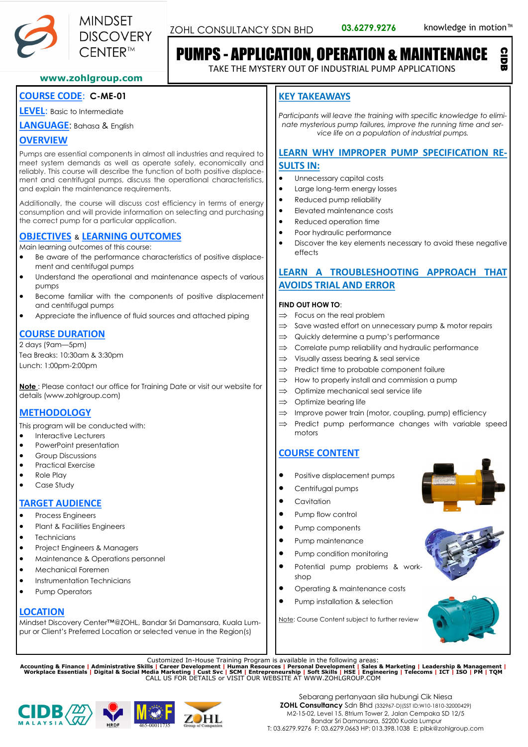MINDSET DISCOVERY CENTER™

www.zohlgroup.com

ZOHL CONSULTANCY SDN BHD 03.6279.9276 knowledge in motion™

# PUMPS - APPLICATION, OPERATION & MAINTENANCE

TAKE THE MYSTERY OUT OF INDUSTRIAL PUMP APPLICATIONS

CIDB

## COURSE CODE: C-ME-01

**LEVEL**: Basic to Intermediate

**LANGUAGE**: Bahasa & English

## OVERVIEW

Pumps are essential components in almost all industries and required to meet system demands as well as operate safely, economically and reliably. This course will describe the function of both positive displacement and centrifugal pumps, discuss the operational characteristics, and explain the maintenance requirements.

Additionally, the course will discuss cost efficiency in terms of energy consumption and will provide information on selecting and purchasing the correct pump for a particular application.

## OBJECTIVES & LEARNING OUTCOMES

Main learning outcomes of this course:

- Be aware of the performance characteristics of positive displacement and centrifugal pumps
- Understand the operational and maintenance aspects of various pumps
- Become familiar with the components of positive displacement and centrifugal pumps
- Appreciate the influence of fluid sources and attached piping

## COURSE DURATION

2 days (9am—5pm)

Tea Breaks: 10:30am & 3:30pm

Lunch: 1:00pm-2:00pm

**Note** : Please contact our office for Training Date or visit our website for details (www.zohlgroup.com)

## METHODOLOGY

This program will be conducted with:

- Interactive Lecturers
- PowerPoint presentation
- Group Discussions
- Practical Exercise
- Role Play
- Case Study

## TARGET AUDIENCE

- Process Engineers
- Plant & Facilities Engineers
- Technicians
- Project Engineers & Managers
- Maintenance & Operations personnel
- Mechanical Foremen
- Instrumentation Technicians
- Pump Operators

## LOCATION

Mindset Discovery Center™@ZOHL, Bandar Sri Damansara, Kuala Lumpur or Client's Preferred Location or selected venue in the Region(s)

## KEY TAKEAWAYS

*Participants will leave the training with specific knowledge to eliminate mysterious pump failures, improve the running time and service life on a population of industrial pumps.*

## LEARN WHY IMPROPER PUMP SPECIFICATION RESULTS IN:

- Unnecessary capital costs
- Large long-term energy losses
- Reduced pump reliability
- Elevated maintenance costs
- Reduced operation time
- Poor hydraulic performance
- Discover the key elements necessary to avoid these negative effects

## LEARN A TROUBLESHOOTING APPROACH THAT AVOIDS TRIAL AND ERROR

**FIND OUT HOW TO**:

⇒ Focus on the real problem
⇒ Save wasted effort on unnecessary pump & motor repairs
⇒ Quickly determine a pump's performance
⇒ Correlate pump reliability and hydraulic performance
⇒ Visually assess bearing & seal service
⇒ Predict time to probable component failure
⇒ How to properly install and commission a pump
⇒ Optimize mechanical seal service life
⇒ Optimize bearing life
⇒ Improve power train (motor, coupling, pump) efficiency
⇒ Predict pump performance changes with variable speed motors

## COURSE CONTENT

- Positive displacement pumps
- Centrifugal pumps
- Cavitation
- Pump flow control
- Pump components
- Pump maintenance
- Pump condition monitoring
- Potential pump problems & workshop
- Operating & maintenance costs
- Pump installation & selection

Note: Course Content subject to further review

Customized In-House Training Program is available in the following areas:
**Accounting & Finance | Administrative Skills | Career Development | Human Resources | Personal Development | Sales & Marketing | Leadership & Management | Workplace Essentials | Digital & Social Media Marketing | Cust Svc | SCM | Entrepreneurship | HSE | Soft Skills | Engineering | Telecoms | ICT | ISO | PM | TQM**
CALL US FOR DETAILS or VISIT OUR WEBSITE AT WWW.ZOHLGROUP.COM

CIDB MALAYSIA | HRDF | MSF 465-00011735 | ZOHL Group of Companies

Sebarang pertanyaan sila hubungi Cik Niesa
**ZOHL Consultancy** Sdn Bhd (332967-D)(SST ID:W10-1810-32000429)
M2-15-02, Level 15, 8trium Tower 2, Jalan Cempaka SD 12/5
Bandar Sri Damansara, 52200 Kuala Lumpur
T: 03.6279.9276 F: 03.6279.0663 HP: 013.398.1038 E: plbk@zohlgroup.com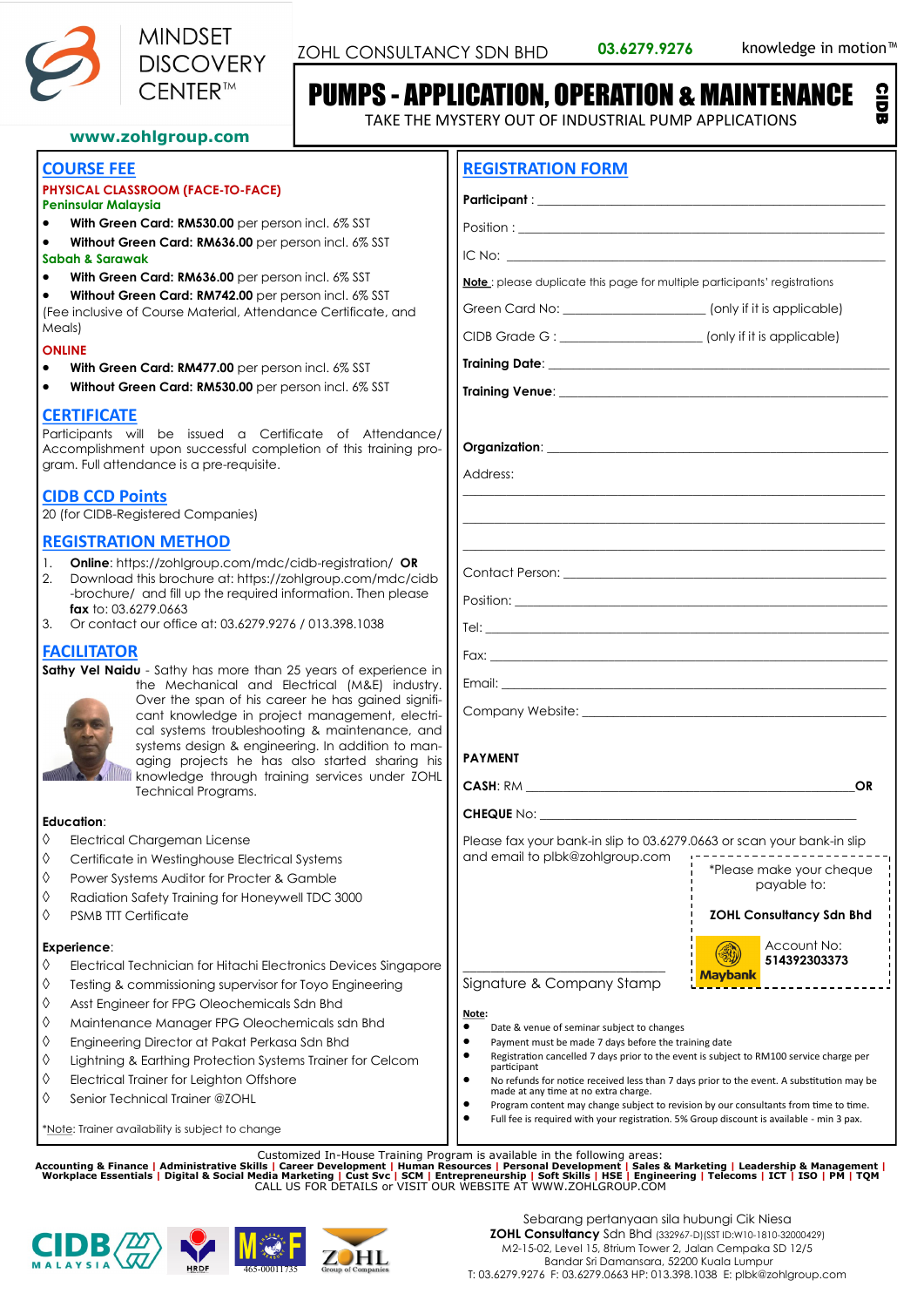MINDSET DISCOVERY CENTER™

www.zohlgroup.com

ZOHL CONSULTANCY SDN BHD **03.6279.9276** knowledge in motion™

# PUMPS - APPLICATION, OPERATION & MAINTENANCE

TAKE THE MYSTERY OUT OF INDUSTRIAL PUMP APPLICATIONS

CIDB

## COURSE FEE

**PHYSICAL CLASSROOM (FACE-TO-FACE)**

**Peninsular Malaysia**

- **With Green Card: RM530.00** per person incl. 6% SST
- **Without Green Card: RM636.00** per person incl. 6% SST

**Sabah & Sarawak**

- **With Green Card: RM636.00** per person incl. 6% SST
- **Without Green Card: RM742.00** per person incl. 6% SST

(Fee inclusive of Course Material, Attendance Certificate, and Meals)

**ONLINE**

- **With Green Card: RM477.00** per person incl. 6% SST
- **Without Green Card: RM530.00** per person incl. 6% SST

## CERTIFICATE

Participants will be issued a Certificate of Attendance/ Accomplishment upon successful completion of this training program. Full attendance is a pre-requisite.

## CIDB CCD Points

20 (for CIDB-Registered Companies)

## REGISTRATION METHOD

1. **Online**: https://zohlgroup.com/mdc/cidb-registration/ **OR**
2. Download this brochure at: https://zohlgroup.com/mdc/cidb-brochure/ and fill up the required information. Then please **fax** to: 03.6279.0663
3. Or contact our office at: 03.6279.9276 / 013.398.1038

## FACILITATOR

**Sathy Vel Naidu** - Sathy has more than 25 years of experience in the Mechanical and Electrical (M&E) industry. Over the span of his career he has gained significant knowledge in project management, electrical systems troubleshooting & maintenance, and systems design & engineering. In addition to managing projects he has also started sharing his knowledge through training services under ZOHL Technical Programs.

**Education**:

- Electrical Chargeman License
- Certificate in Westinghouse Electrical Systems
- Power Systems Auditor for Procter & Gamble
- Radiation Safety Training for Honeywell TDC 3000
- PSMB TTT Certificate

**Experience**:

- Electrical Technician for Hitachi Electronics Devices Singapore
- Testing & commissioning supervisor for Toyo Engineering
- Asst Engineer for FPG Oleochemicals Sdn Bhd
- Maintenance Manager FPG Oleochemicals sdn Bhd
- Engineering Director at Pakat Perkasa Sdn Bhd
- Lightning & Earthing Protection Systems Trainer for Celcom
- Electrical Trainer for Leighton Offshore
- Senior Technical Trainer @ZOHL

*Note: Trainer availability is subject to change

## REGISTRATION FORM

**Participant** : ______________________________

Position : ______________________________

IC No: ______________________________

Note : please duplicate this page for multiple participants' registrations

Green Card No: ____________________ (only if it is applicable)

CIDB Grade G : ____________________ (only if it is applicable)

**Training Date**: ______________________________

**Training Venue**: ______________________________

**Organization**: ______________________________

Address:

______________________________

______________________________

______________________________

Contact Person: ______________________________

Position: ______________________________

Tel: ______________________________

Fax: ______________________________

Email: ______________________________

Company Website: ______________________________

**PAYMENT**

**CASH**: RM ______________________________ **OR**

**CHEQUE** No: ______________________________

Please fax your bank-in slip to 03.6279.0663 or scan your bank-in slip and email to plbk@zohlgroup.com

*Please make your cheque payable to:

**ZOHL Consultancy Sdn Bhd**

Maybank Account No: **514392303373**

______________________________

Signature & Company Stamp

**Note**:

- Date & venue of seminar subject to changes
- Payment must be made 7 days before the training date
- Registration cancelled 7 days prior to the event is subject to RM100 service charge per participant
- No refunds for notice received less than 7 days prior to the event. A substitution may be made at any time at no extra charge.
- Program content may change subject to revision by our consultants from time to time.
- Full fee is required with your registration. 5% Group discount is available - min 3 pax.

Customized In-House Training Program is available in the following areas:

**Accounting & Finance | Administrative Skills | Career Development | Human Resources | Personal Development | Sales & Marketing | Leadership & Management | Workplace Essentials | Digital & Social Media Marketing | Cust Svc | SCM | Entrepreneurship | Soft Skills | HSE | Engineering | Telecoms | ICT | ISO | PM | TQM**

CALL US FOR DETAILS or VISIT OUR WEBSITE AT WWW.ZOHLGROUP.COM

CIDB MALAYSIA | HRDF | MOF 465-00011735 | ZOHL Group of Companies

Sebarang pertanyaan sila hubungi Cik Niesa

**ZOHL Consultancy** Sdn Bhd (332967-D)(SST ID:W10-1810-32000429)

M2-15-02, Level 15, 8trium Tower 2, Jalan Cempaka SD 12/5

Bandar Sri Damansara, 52200 Kuala Lumpur

T: 03.6279.9276 F: 03.6279.0663 HP: 013.398.1038 E: plbk@zohlgroup.com